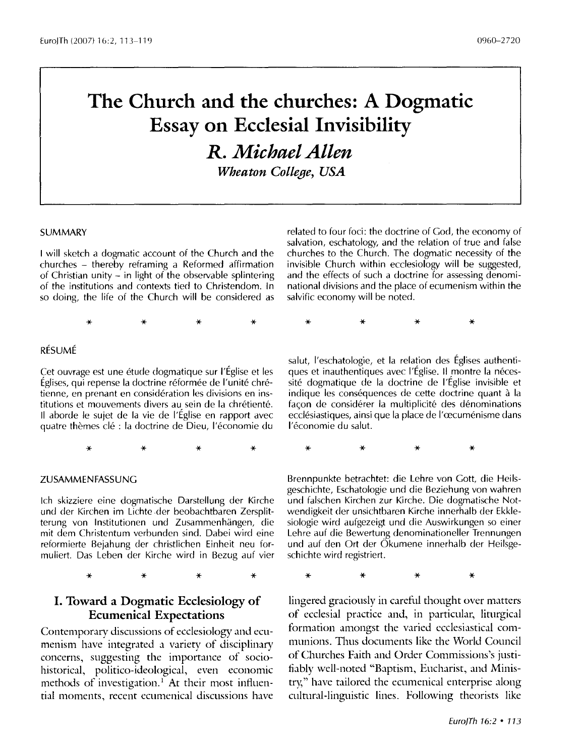# The Church and the churches: A Dogmatic Essay on Ecclesial Invisibility

***R. Michael Allen***

***Wheaton College, USA***

SUMMARY

I will sketch a dogmatic account of the Church and the churches – thereby reframing a Reformed affirmation of Christian unity – in light of the observable splintering of the institutions and contexts tied to Christendom. In so doing, the life of the Church will be considered as related to four foci: the doctrine of God, the economy of salvation, eschatology, and the relation of true and false churches to the Church. The dogmatic necessity of the invisible Church within ecclesiology will be suggested, and the effects of such a doctrine for assessing denominational divisions and the place of ecumenism within the salvific economy will be noted.

\*　\*　\*　\*　\*　\*　\*　\*

RÉSUMÉ

Cet ouvrage est une étude dogmatique sur l'Église et les Églises, qui repense la doctrine réformée de l'unité chrétienne, en prenant en considération les divisions en institutions et mouvements divers au sein de la chrétienté. Il aborde le sujet de la vie de l'Église en rapport avec quatre thèmes clé : la doctrine de Dieu, l'économie du salut, l'eschatologie, et la relation des Églises authentiques et inauthentiques avec l'Église. Il montre la nécessité dogmatique de la doctrine de l'Église invisible et indique les conséquences de cette doctrine quant à la façon de considérer la multiplicité des dénominations ecclésiastiques, ainsi que la place de l'œcuménisme dans l'économie du salut.

\*　\*　\*　\*　\*　\*　\*　\*

ZUSAMMENFASSUNG

Ich skizziere eine dogmatische Darstellung der Kirche und der Kirchen im Lichte der beobachtbaren Zersplitterung von Institutionen und Zusammenhängen, die mit dem Christentum verbunden sind. Dabei wird eine reformierte Bejahung der christlichen Einheit neu formuliert. Das Leben der Kirche wird in Bezug auf vier Brennpunkte betrachtet: die Lehre von Gott, die Heilsgeschichte, Eschatologie und die Beziehung von wahren und falschen Kirchen zur Kirche. Die dogmatische Notwendigkeit der unsichtbaren Kirche innerhalb der Ekklesiologie wird aufgezeigt und die Auswirkungen so einer Lehre auf die Bewertung denominationeller Trennungen und auf den Ort der Ökumene innerhalb der Heilsgeschichte wird registriert.

\*　\*　\*　\*　\*　\*　\*　\*

## I. Toward a Dogmatic Ecclesiology of Ecumenical Expectations

Contemporary discussions of ecclesiology and ecumenism have integrated a variety of disciplinary concerns, suggesting the importance of sociohistorical, politico-ideological, even economic methods of investigation.[1] At their most influential moments, recent ecumenical discussions have lingered graciously in careful thought over matters of ecclesial practice and, in particular, liturgical formation amongst the varied ecclesiastical communions. Thus documents like the World Council of Churches Faith and Order Commissions's justifiably well-noted "Baptism, Eucharist, and Ministry," have tailored the ecumenical enterprise along cultural-linguistic lines. Following theorists like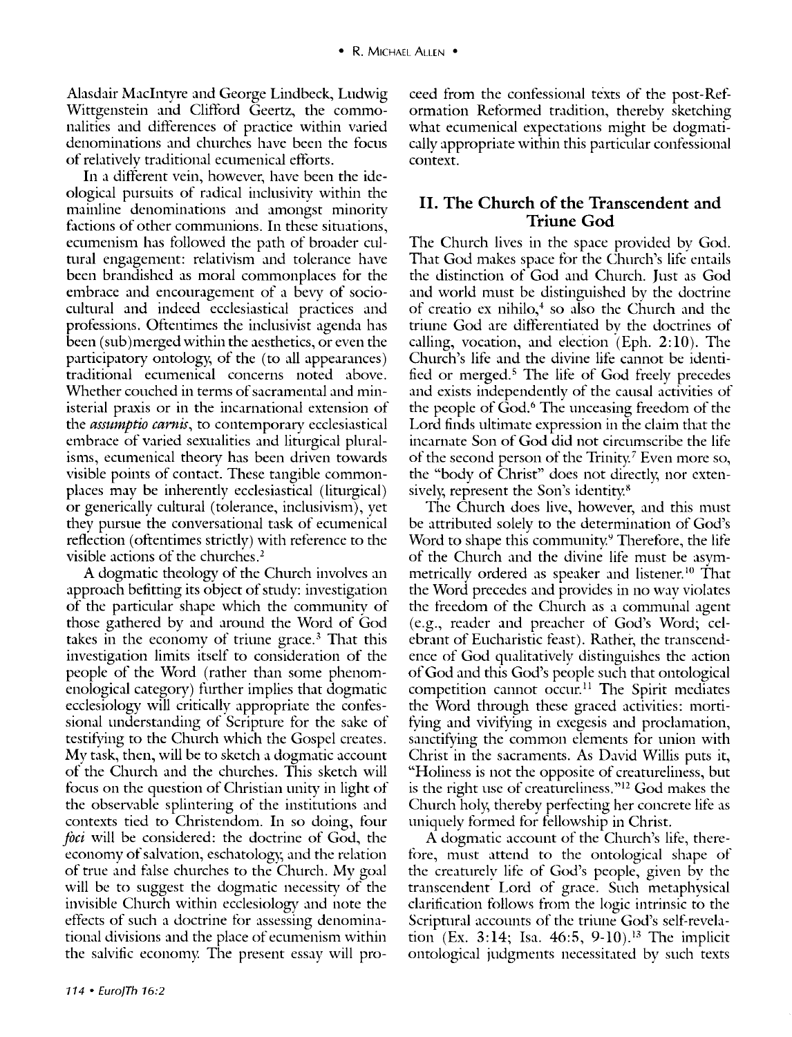Alasdair MacIntyre and George Lindbeck, Ludwig Wittgenstein and Clifford Geertz, the commonalities and differences of practice within varied denominations and churches have been the focus of relatively traditional ecumenical efforts.

In a different vein, however, have been the ideological pursuits of radical inclusivity within the mainline denominations and amongst minority factions of other communions. In these situations, ecumenism has followed the path of broader cultural engagement: relativism and tolerance have been brandished as moral commonplaces for the embrace and encouragement of a bevy of sociocultural and indeed ecclesiastical practices and professions. Oftentimes the inclusivist agenda has been (sub)merged within the aesthetics, or even the participatory ontology, of the (to all appearances) traditional ecumenical concerns noted above. Whether couched in terms of sacramental and ministerial praxis or in the incarnational extension of the *assumptio carnis*, to contemporary ecclesiastical embrace of varied sexualities and liturgical pluralisms, ecumenical theory has been driven towards visible points of contact. These tangible commonplaces may be inherently ecclesiastical (liturgical) or generically cultural (tolerance, inclusivism), yet they pursue the conversational task of ecumenical reflection (oftentimes strictly) with reference to the visible actions of the churches.[2]

A dogmatic theology of the Church involves an approach befitting its object of study: investigation of the particular shape which the community of those gathered by and around the Word of God takes in the economy of triune grace.[3] That this investigation limits itself to consideration of the people of the Word (rather than some phenomenological category) further implies that dogmatic ecclesiology will critically appropriate the confessional understanding of Scripture for the sake of testifying to the Church which the Gospel creates. My task, then, will be to sketch a dogmatic account of the Church and the churches. This sketch will focus on the question of Christian unity in light of the observable splintering of the institutions and contexts tied to Christendom. In so doing, four *foci* will be considered: the doctrine of God, the economy of salvation, eschatology, and the relation of true and false churches to the Church. My goal will be to suggest the dogmatic necessity of the invisible Church within ecclesiology and note the effects of such a doctrine for assessing denominational divisions and the place of ecumenism within the salvific economy. The present essay will proceed from the confessional texts of the post-Reformation Reformed tradition, thereby sketching what ecumenical expectations might be dogmatically appropriate within this particular confessional context.

## II. The Church of the Transcendent and Triune God

The Church lives in the space provided by God. That God makes space for the Church's life entails the distinction of God and Church. Just as God and world must be distinguished by the doctrine of creatio ex nihilo,[4] so also the Church and the triune God are differentiated by the doctrines of calling, vocation, and election (Eph. 2:10). The Church's life and the divine life cannot be identified or merged.[5] The life of God freely precedes and exists independently of the causal activities of the people of God.[6] The unceasing freedom of the Lord finds ultimate expression in the claim that the incarnate Son of God did not circumscribe the life of the second person of the Trinity.[7] Even more so, the "body of Christ" does not directly, nor extensively, represent the Son's identity.[8]

The Church does live, however, and this must be attributed solely to the determination of God's Word to shape this community.[9] Therefore, the life of the Church and the divine life must be asymmetrically ordered as speaker and listener.[10] That the Word precedes and provides in no way violates the freedom of the Church as a communal agent (e.g., reader and preacher of God's Word; celebrant of Eucharistic feast). Rather, the transcendence of God qualitatively distinguishes the action of God and this God's people such that ontological competition cannot occur.[11] The Spirit mediates the Word through these graced activities: mortifying and vivifying in exegesis and proclamation, sanctifying the common elements for union with Christ in the sacraments. As David Willis puts it, "Holiness is not the opposite of creatureliness, but is the right use of creatureliness."[12] God makes the Church holy, thereby perfecting her concrete life as uniquely formed for fellowship in Christ.

A dogmatic account of the Church's life, therefore, must attend to the ontological shape of the creaturely life of God's people, given by the transcendent Lord of grace. Such metaphysical clarification follows from the logic intrinsic to the Scriptural accounts of the triune God's self-revelation (Ex. 3:14; Isa. 46:5, 9-10).[13] The implicit ontological judgments necessitated by such texts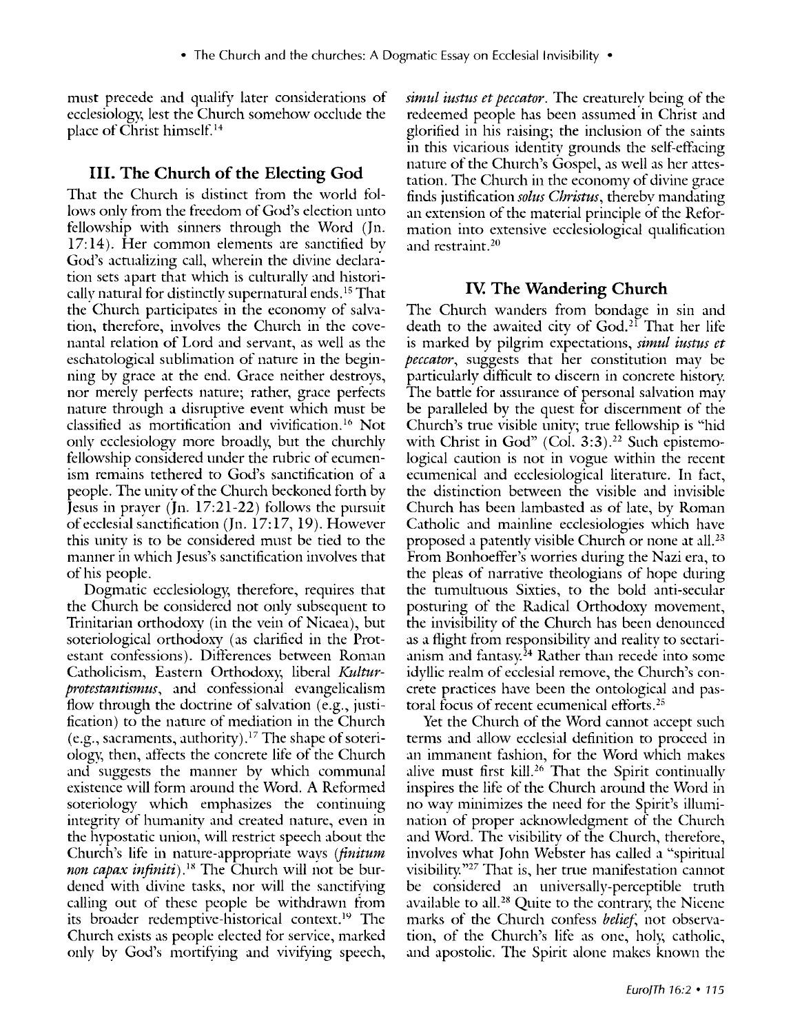must precede and qualify later considerations of ecclesiology, lest the Church somehow occlude the place of Christ himself.[14]

## III. The Church of the Electing God

That the Church is distinct from the world follows only from the freedom of God's election unto fellowship with sinners through the Word (Jn. 17:14). Her common elements are sanctified by God's actualizing call, wherein the divine declaration sets apart that which is culturally and historically natural for distinctly supernatural ends.[15] That the Church participates in the economy of salvation, therefore, involves the Church in the covenantal relation of Lord and servant, as well as the eschatological sublimation of nature in the beginning by grace at the end. Grace neither destroys, nor merely perfects nature; rather, grace perfects nature through a disruptive event which must be classified as mortification and vivification.[16] Not only ecclesiology more broadly, but the churchly fellowship considered under the rubric of ecumenism remains tethered to God's sanctification of a people. The unity of the Church beckoned forth by Jesus in prayer (Jn. 17:21-22) follows the pursuit of ecclesial sanctification (Jn. 17:17, 19). However this unity is to be considered must be tied to the manner in which Jesus's sanctification involves that of his people.

Dogmatic ecclesiology, therefore, requires that the Church be considered not only subsequent to Trinitarian orthodoxy (in the vein of Nicaea), but soteriological orthodoxy (as clarified in the Protestant confessions). Differences between Roman Catholicism, Eastern Orthodoxy, liberal *Kulturprotestantismus*, and confessional evangelicalism flow through the doctrine of salvation (e.g., justification) to the nature of mediation in the Church (e.g., sacraments, authority).[17] The shape of soteriology, then, affects the concrete life of the Church and suggests the manner by which communal existence will form around the Word. A Reformed soteriology which emphasizes the continuing integrity of humanity and created nature, even in the hypostatic union, will restrict speech about the Church's life in nature-appropriate ways (*finitum non capax infiniti*).[18] The Church will not be burdened with divine tasks, nor will the sanctifying calling out of these people be withdrawn from its broader redemptive-historical context.[19] The Church exists as people elected for service, marked only by God's mortifying and vivifying speech, *simul iustus et peccator*. The creaturely being of the redeemed people has been assumed in Christ and glorified in his raising; the inclusion of the saints in this vicarious identity grounds the self-effacing nature of the Church's Gospel, as well as her attestation. The Church in the economy of divine grace finds justification *solus Christus*, thereby mandating an extension of the material principle of the Reformation into extensive ecclesiological qualification and restraint.[20]

## IV. The Wandering Church

The Church wanders from bondage in sin and death to the awaited city of God.[21] That her life is marked by pilgrim expectations, *simul iustus et peccator*, suggests that her constitution may be particularly difficult to discern in concrete history. The battle for assurance of personal salvation may be paralleled by the quest for discernment of the Church's true visible unity; true fellowship is "hid with Christ in God" (Col. 3:3).[22] Such epistemological caution is not in vogue within the recent ecumenical and ecclesiological literature. In fact, the distinction between the visible and invisible Church has been lambasted as of late, by Roman Catholic and mainline ecclesiologies which have proposed a patently visible Church or none at all.[23] From Bonhoeffer's worries during the Nazi era, to the pleas of narrative theologians of hope during the tumultuous Sixties, to the bold anti-secular posturing of the Radical Orthodoxy movement, the invisibility of the Church has been denounced as a flight from responsibility and reality to sectarianism and fantasy.[24] Rather than recede into some idyllic realm of ecclesial remove, the Church's concrete practices have been the ontological and pastoral focus of recent ecumenical efforts.[25]

Yet the Church of the Word cannot accept such terms and allow ecclesial definition to proceed in an immanent fashion, for the Word which makes alive must first kill.[26] That the Spirit continually inspires the life of the Church around the Word in no way minimizes the need for the Spirit's illumination of proper acknowledgment of the Church and Word. The visibility of the Church, therefore, involves what John Webster has called a "spiritual visibility."[27] That is, her true manifestation cannot be considered an universally-perceptible truth available to all.[28] Quite to the contrary, the Nicene marks of the Church confess *belief*, not observation, of the Church's life as one, holy, catholic, and apostolic. The Spirit alone makes known the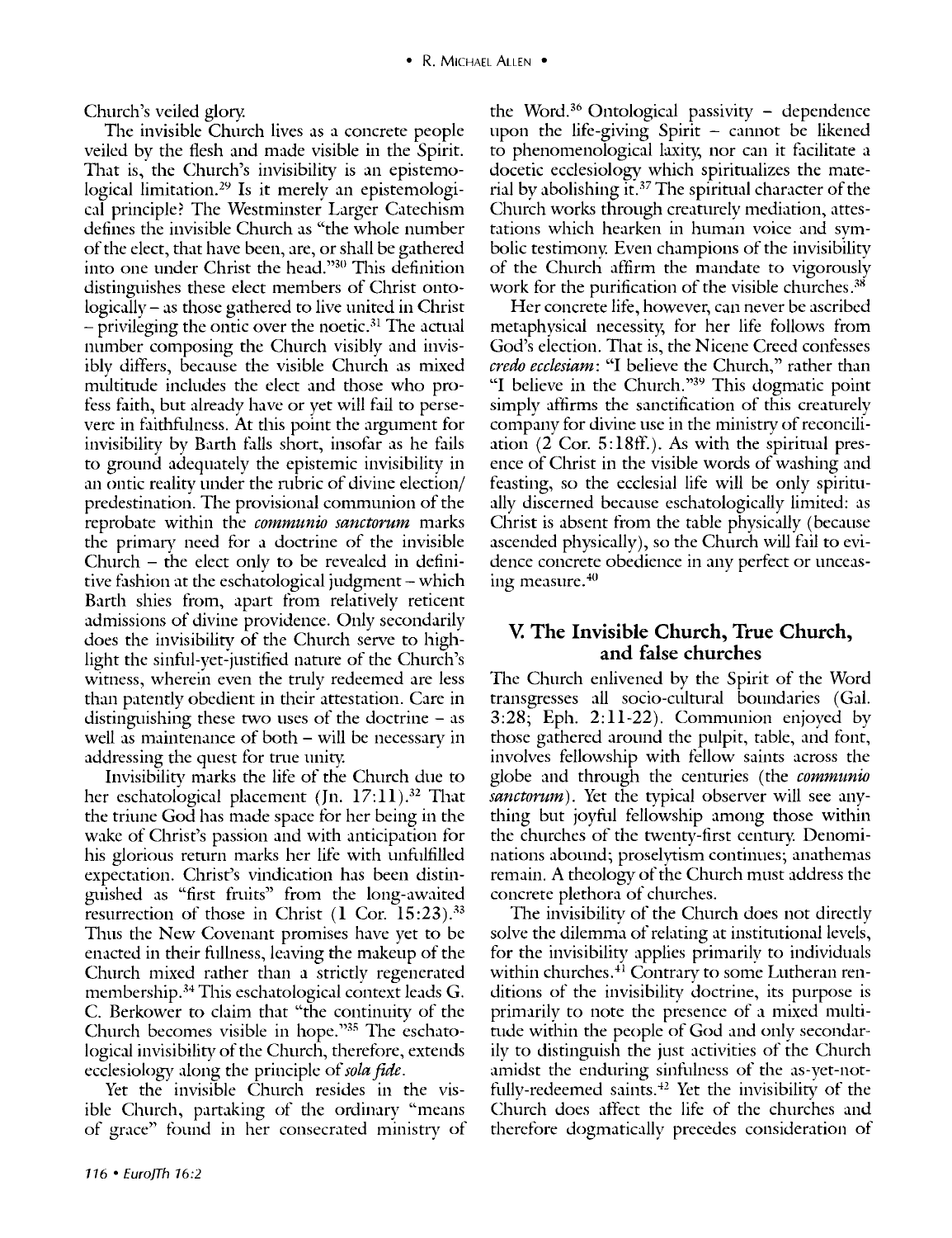Church's veiled glory.

The invisible Church lives as a concrete people veiled by the flesh and made visible in the Spirit. That is, the Church's invisibility is an epistemological limitation.[29] Is it merely an epistemological principle? The Westminster Larger Catechism defines the invisible Church as "the whole number of the elect, that have been, are, or shall be gathered into one under Christ the head."[30] This definition distinguishes these elect members of Christ ontologically – as those gathered to live united in Christ – privileging the ontic over the noetic.[31] The actual number composing the Church visibly and invisibly differs, because the visible Church as mixed multitude includes the elect and those who profess faith, but already have or yet will fail to persevere in faithfulness. At this point the argument for invisibility by Barth falls short, insofar as he fails to ground adequately the epistemic invisibility in an ontic reality under the rubric of divine election/ predestination. The provisional communion of the reprobate within the *communio sanctorum* marks the primary need for a doctrine of the invisible Church – the elect only to be revealed in definitive fashion at the eschatological judgment – which Barth shies from, apart from relatively reticent admissions of divine providence. Only secondarily does the invisibility of the Church serve to highlight the sinful-yet-justified nature of the Church's witness, wherein even the truly redeemed are less than patently obedient in their attestation. Care in distinguishing these two uses of the doctrine – as well as maintenance of both – will be necessary in addressing the quest for true unity.

Invisibility marks the life of the Church due to her eschatological placement (Jn. 17:11).[32] That the triune God has made space for her being in the wake of Christ's passion and with anticipation for his glorious return marks her life with unfulfilled expectation. Christ's vindication has been distinguished as "first fruits" from the long-awaited resurrection of those in Christ (1 Cor. 15:23).[33] Thus the New Covenant promises have yet to be enacted in their fullness, leaving the makeup of the Church mixed rather than a strictly regenerated membership.[34] This eschatological context leads G. C. Berkower to claim that "the continuity of the Church becomes visible in hope."[35] The eschatological invisibility of the Church, therefore, extends ecclesiology along the principle of *sola fide*.

Yet the invisible Church resides in the visible Church, partaking of the ordinary "means of grace" found in her consecrated ministry of the Word.[36] Ontological passivity – dependence upon the life-giving Spirit – cannot be likened to phenomenological laxity, nor can it facilitate a docetic ecclesiology which spiritualizes the material by abolishing it.[37] The spiritual character of the Church works through creaturely mediation, attestations which hearken in human voice and symbolic testimony. Even champions of the invisibility of the Church affirm the mandate to vigorously work for the purification of the visible churches.[38]

Her concrete life, however, can never be ascribed metaphysical necessity, for her life follows from God's election. That is, the Nicene Creed confesses *credo ecclesiam*: "I believe the Church," rather than "I believe in the Church."[39] This dogmatic point simply affirms the sanctification of this creaturely company for divine use in the ministry of reconciliation (2 Cor. 5:18ff.). As with the spiritual presence of Christ in the visible words of washing and feasting, so the ecclesial life will be only spiritually discerned because eschatologically limited: as Christ is absent from the table physically (because ascended physically), so the Church will fail to evidence concrete obedience in any perfect or unceasing measure.[40]

## V. The Invisible Church, True Church, and false churches

The Church enlivened by the Spirit of the Word transgresses all socio-cultural boundaries (Gal. 3:28; Eph. 2:11-22). Communion enjoyed by those gathered around the pulpit, table, and font, involves fellowship with fellow saints across the globe and through the centuries (the *communio sanctorum*). Yet the typical observer will see anything but joyful fellowship among those within the churches of the twenty-first century. Denominations abound; proselytism continues; anathemas remain. A theology of the Church must address the concrete plethora of churches.

The invisibility of the Church does not directly solve the dilemma of relating at institutional levels, for the invisibility applies primarily to individuals within churches.[41] Contrary to some Lutheran renditions of the invisibility doctrine, its purpose is primarily to note the presence of a mixed multitude within the people of God and only secondarily to distinguish the just activities of the Church amidst the enduring sinfulness of the as-yet-not-fully-redeemed saints.[42] Yet the invisibility of the Church does affect the life of the churches and therefore dogmatically precedes consideration of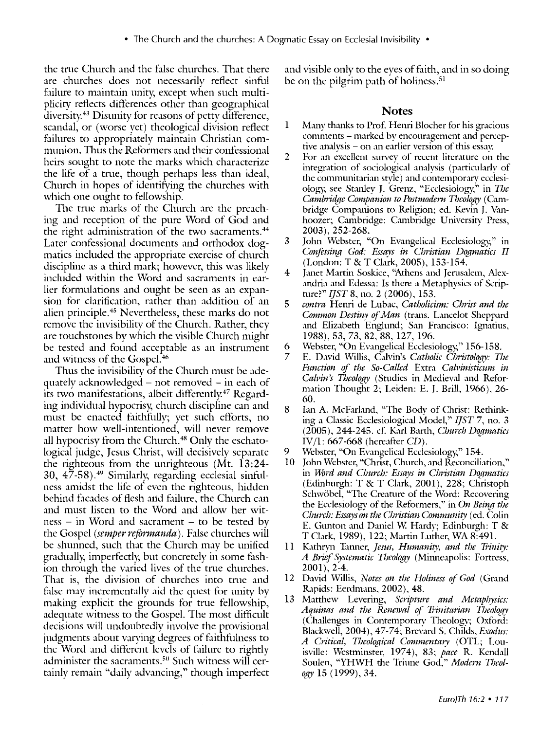the true Church and the false churches. That there are churches does not necessarily reflect sinful failure to maintain unity, except when such multiplicity reflects differences other than geographical diversity.[43] Disunity for reasons of petty difference, scandal, or (worse yet) theological division reflect failures to appropriately maintain Christian communion. Thus the Reformers and their confessional heirs sought to note the marks which characterize the life of a true, though perhaps less than ideal, Church in hopes of identifying the churches with which one ought to fellowship.

The true marks of the Church are the preaching and reception of the pure Word of God and the right administration of the two sacraments.[44] Later confessional documents and orthodox dogmatics included the appropriate exercise of church discipline as a third mark; however, this was likely included within the Word and sacraments in earlier formulations and ought be seen as an expansion for clarification, rather than addition of an alien principle.[45] Nevertheless, these marks do not remove the invisibility of the Church. Rather, they are touchstones by which the visible Church might be tested and found acceptable as an instrument and witness of the Gospel.[46]

Thus the invisibility of the Church must be adequately acknowledged – not removed – in each of its two manifestations, albeit differently.[47] Regarding individual hypocrisy, church discipline can and must be enacted faithfully; yet such efforts, no matter how well-intentioned, will never remove all hypocrisy from the Church.[48] Only the eschatological judge, Jesus Christ, will decisively separate the righteous from the unrighteous (Mt. 13:24-30, 47-58).[49] Similarly, regarding ecclesial sinfulness amidst the life of even the righteous, hidden behind facades of flesh and failure, the Church can and must listen to the Word and allow her witness – in Word and sacrament – to be tested by the Gospel (*semper reformanda*). False churches will be shunned, such that the Church may be unified gradually, imperfectly, but concretely in some fashion through the varied lives of the true churches. That is, the division of churches into true and false may incrementally aid the quest for unity by making explicit the grounds for true fellowship, adequate witness to the Gospel. The most difficult decisions will undoubtedly involve the provisional judgments about varying degrees of faithfulness to the Word and different levels of failure to rightly administer the sacraments.[50] Such witness will certainly remain "daily advancing," though imperfect and visible only to the eyes of faith, and in so doing be on the pilgrim path of holiness.[51]

## Notes

1. Many thanks to Prof. Henri Blocher for his gracious comments – marked by encouragement and perceptive analysis – on an earlier version of this essay.
2. For an excellent survey of recent literature on the integration of sociological analysis (particularly of the communitarian style) and contemporary ecclesiology, see Stanley J. Grenz, "Ecclesiology," in *The Cambridge Companion to Postmodern Theology* (Cambridge Companions to Religion; ed. Kevin J. Vanhoozer; Cambridge: Cambridge University Press, 2003), 252-268.
3. John Webster, "On Evangelical Ecclesiology," in *Confessing God: Essays in Christian Dogmatics II* (London: T & T Clark, 2005), 153-154.
4. Janet Martin Soskice, "Athens and Jerusalem, Alexandria and Edessa: Is there a Metaphysics of Scripture?" *IJST* 8, no. 2 (2006), 153.
5. *contra* Henri de Lubac, *Catholicism: Christ and the Common Destiny of Man* (trans. Lancelot Sheppard and Elizabeth Englund; San Francisco: Ignatius, 1988), 53, 73, 82, 88, 127, 196.
6. Webster, "On Evangelical Ecclesiology," 156-158.
7. E. David Willis, Calvin's *Catholic Christology: The Function of the So-Called* Extra *Calvinisticum in Calvin's Theology* (Studies in Medieval and Reformation Thought 2; Leiden: E. J. Brill, 1966), 26-60.
8. Ian A. McFarland, "The Body of Christ: Rethinking a Classic Ecclesiological Model," *IJST* 7, no. 3 (2005), 244-245. cf. Karl Barth, *Church Dogmatics* IV/1: 667-668 (hereafter *CD*).
9. Webster, "On Evangelical Ecclesiology," 154.
10. John Webster, "Christ, Church, and Reconciliation," in *Word and Church: Essays in Christian Dogmatics* (Edinburgh: T & T Clark, 2001), 228; Christoph Schwöbel, "The Creature of the Word: Recovering the Ecclesiology of the Reformers," in *On Being the Church: Essays on the Christian Community* (ed. Colin E. Gunton and Daniel W. Hardy; Edinburgh: T & T Clark, 1989), 122; Martin Luther, WA 8:491.
11. Kathryn Tanner, *Jesus, Humanity, and the Trinity: A Brief Systematic Theology* (Minneapolis: Fortress, 2001), 2-4.
12. David Willis, *Notes on the Holiness of God* (Grand Rapids: Eerdmans, 2002), 48.
13. Matthew Levering, *Scripture and Metaphysics: Aquinas and the Renewal of Trinitarian Theology* (Challenges in Contemporary Theology; Oxford: Blackwell, 2004), 47-74; Brevard S. Childs, *Exodus: A Critical, Theological Commentary* (OTL; Louisville: Westminster, 1974), 83; *pace* R. Kendall Soulen, "YHWH the Triune God," *Modern Theology* 15 (1999), 34.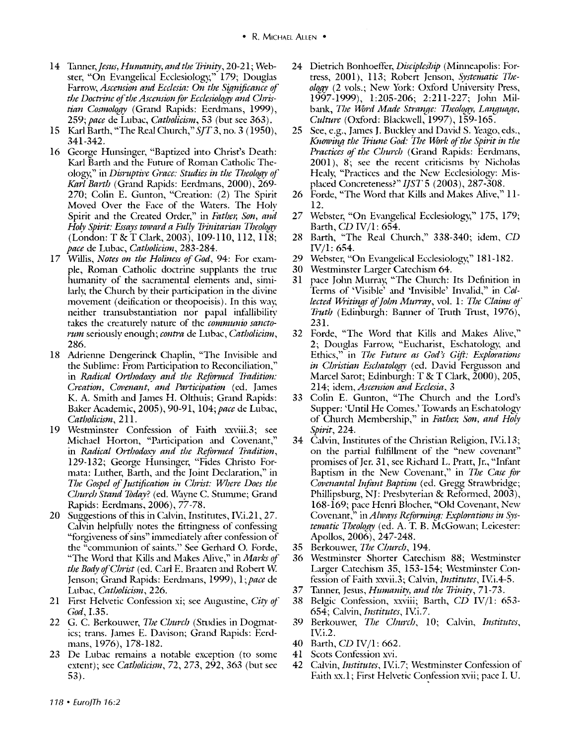14 Tanner, *Jesus, Humanity, and the Trinity*, 20-21; Webster, "On Evangelical Ecclesiology," 179; Douglas Farrow, *Ascension and Ecclesia: On the Significance of the Doctrine of the Ascension for Ecclesiology and Christian Cosmology* (Grand Rapids: Eerdmans, 1999), 259; *pace* de Lubac, *Catholicism*, 53 (but see 363).

15 Karl Barth, "The Real Church," *SJT* 3, no. 3 (1950), 341-342.

16 George Hunsinger, "Baptized into Christ's Death: Karl Barth and the Future of Roman Catholic Theology," in *Disruptive Grace: Studies in the Theology of Karl Barth* (Grand Rapids: Eerdmans, 2000), 269-270; Colin E. Gunton, "Creation: (2) The Spirit Moved Over the Face of the Waters. The Holy Spirit and the Created Order," in *Father, Son, and Holy Spirit: Essays toward a Fully Trinitarian Theology* (London: T & T Clark, 2003), 109-110, 112, 118; *pace* de Lubac, *Catholicism*, 283-284.

17 Willis, *Notes on the Holiness of God*, 94: For example, Roman Catholic doctrine supplants the true humanity of the sacramental elements and, similarly, the Church by their participation in the divine movement (deification or theopoeisis). In this way, neither transubstantiation nor papal infallibility takes the creaturely nature of the *communio sanctorum* seriously enough; *contra* de Lubac, *Catholicism*, 286.

18 Adrienne Dengerinck Chaplin, "The Invisible and the Sublime: From Participation to Reconciliation," in *Radical Orthodoxy and the Reformed Tradition: Creation, Covenant, and Participation* (ed. James K. A. Smith and James H. Olthuis; Grand Rapids: Baker Academic, 2005), 90-91, 104; *pace* de Lubac, *Catholicism*, 211.

19 Westminster Confession of Faith xxviii.3; see Michael Horton, "Participation and Covenant," in *Radical Orthodoxy and the Reformed Tradition*, 129-132; George Hunsinger, "Fides Christo Formata: Luther, Barth, and the Joint Declaration," in *The Gospel of Justification in Christ: Where Does the Church Stand Today?* (ed. Wayne C. Stumme; Grand Rapids: Eerdmans, 2006), 77-78.

20 Suggestions of this in Calvin, Institutes, IV.i.21, 27. Calvin helpfully notes the fittingness of confessing "forgiveness of sins" immediately after confession of the "communion of saints." See Gerhard O. Forde, "The Word that Kills and Makes Alive," in *Marks of the Body of Christ* (ed. Carl E. Braaten and Robert W. Jenson; Grand Rapids: Eerdmans, 1999), 1; *pace* de Lubac, *Catholicism*, 226.

21 First Helvetic Confession xi; see Augustine, *City of God*, I.35.

22 G. C. Berkouwer, *The Church* (Studies in Dogmatics; trans. James E. Davison; Grand Rapids: Eerdmans, 1976), 178-182.

23 De Lubac remains a notable exception (to some extent); see *Catholicism*, 72, 273, 292, 363 (but see 53).

24 Dietrich Bonhoeffer, *Discipleship* (Minneapolis: Fortress, 2001), 113; Robert Jenson, *Systematic Theology* (2 vols.; New York: Oxford University Press, 1997-1999), 1:205-206; 2:211-227; John Milbank, *The Word Made Strange: Theology, Language, Culture* (Oxford: Blackwell, 1997), 159-165.

25 See, e.g., James J. Buckley and David S. Yeago, eds., *Knowing the Triune God: The Work of the Spirit in the Practices of the Church* (Grand Rapids: Eerdmans, 2001), 8; see the recent criticisms by Nicholas Healy, "Practices and the New Ecclesiology: Misplaced Concreteness?" *IJST* 5 (2003), 287-308.

26 Forde, "The Word that Kills and Makes Alive," 11-12.

27 Webster, "On Evangelical Ecclesiology," 175, 179; Barth, *CD* IV/1: 654.

28 Barth, "The Real Church," 338-340; idem, *CD* IV/1: 654.

29 Webster, "On Evangelical Ecclesiology," 181-182.

30 Westminster Larger Catechism 64.

31 pace John Murray, "The Church: Its Definition in Terms of 'Visible' and 'Invisible' Invalid," in *Collected Writings of John Murray*, vol. 1: *The Claims of Truth* (Edinburgh: Banner of Truth Trust, 1976), 231.

32 Forde, "The Word that Kills and Makes Alive," 2; Douglas Farrow, "Eucharist, Eschatology, and Ethics," in *The Future as God's Gift: Explorations in Christian Eschatology* (ed. David Fergusson and Marcel Sarot; Edinburgh: T & T Clark, 2000), 205, 214; idem, *Ascension and Ecclesia*, 3

33 Colin E. Gunton, "The Church and the Lord's Supper: 'Until He Comes.' Towards an Eschatology of Church Membership," in *Father, Son, and Holy Spirit*, 224.

34 Calvin, Institutes of the Christian Religion, IV.i.13; on the partial fulfillment of the "new covenant" promises of Jer. 31, see Richard L. Pratt, Jr., "Infant Baptism in the New Covenant," in *The Case for Covenantal Infant Baptism* (ed. Gregg Strawbridge; Phillipsburg, NJ: Presbyterian & Reformed, 2003), 168-169; pace Henri Blocher, "Old Covenant, New Covenant," in *Always Reforming: Explorations in Systematic Theology* (ed. A. T. B. McGowan; Leicester: Apollos, 2006), 247-248.

35 Berkouwer, *The Church*, 194.

36 Westminster Shorter Catechism 88; Westminster Larger Catechism 35, 153-154; Westminster Confession of Faith xxvii.3; Calvin, *Institutes*, IV.i.4-5.

37 Tanner, Jesus, *Humanity, and the Trinity*, 71-73.

38 Belgic Confession, xxviii; Barth, *CD* IV/1: 653-654; Calvin, *Institutes*, IV.i.7.

39 Berkouwer, *The Church*, 10; Calvin, *Institutes*, IV.i.2.

40 Barth, *CD* IV/1: 662.

41 Scots Confession xvi.

42 Calvin, *Institutes*, IV.i.7; Westminster Confession of Faith xx.1; First Helvetic Confession xvii; pace I. U.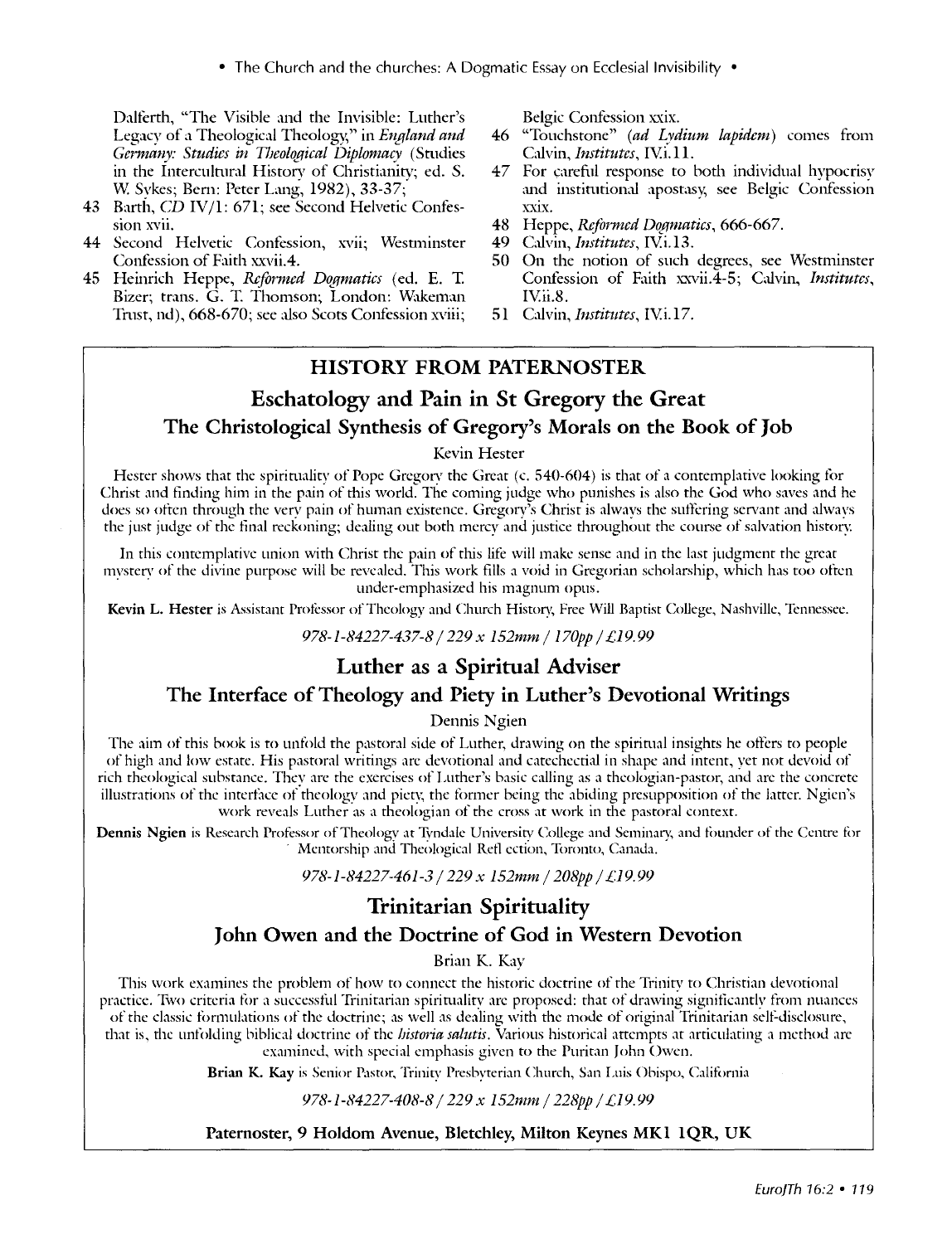Dalferth, "The Visible and the Invisible: Luther's Legacy of a Theological Theology," in *England and Germany: Studies in Theological Diplomacy* (Studies in the Intercultural History of Christianity; ed. S. W. Sykes; Bern: Peter Lang, 1982), 33-37;

43 Barth, *CD* IV/1: 671; see Second Helvetic Confession xvii.

44 Second Helvetic Confession, xvii; Westminster Confession of Faith xxvii.4.

45 Heinrich Heppe, *Reformed Dogmatics* (ed. E. T. Bizer; trans. G. T. Thomson; London: Wakeman Trust, nd), 668-670; see also Scots Confession xviii; Belgic Confession xxix.

46 "Touchstone" (*ad Lydium lapidem*) comes from Calvin, *Institutes*, IV.i.11.

47 For careful response to both individual hypocrisy and institutional apostasy, see Belgic Confession xxix.

48 Heppe, *Reformed Dogmatics*, 666-667.

49 Calvin, *Institutes*, IV.i.13.

50 On the notion of such degrees, see Westminster Confession of Faith xxvii.4-5; Calvin, *Institutes*, IV.ii.8.

51 Calvin, *Institutes*, IV.i.17.

## HISTORY FROM PATERNOSTER

### Eschatology and Pain in St Gregory the Great

#### The Christological Synthesis of Gregory's Morals on the Book of Job

Kevin Hester

Hester shows that the spirituality of Pope Gregory the Great (c. 540-604) is that of a contemplative looking for Christ and finding him in the pain of this world. The coming judge who punishes is also the God who saves and he does so often through the very pain of human existence. Gregory's Christ is always the suffering servant and always the just judge of the final reckoning; dealing out both mercy and justice throughout the course of salvation history.

In this contemplative union with Christ the pain of this life will make sense and in the last judgment the great mystery of the divine purpose will be revealed. This work fills a void in Gregorian scholarship, which has too often under-emphasized his magnum opus.

**Kevin L. Hester** is Assistant Professor of Theology and Church History, Free Will Baptist College, Nashville, Tennessee.

*978-1-84227-437-8 / 229 x 152mm / 170pp / £19.99*

### Luther as a Spiritual Adviser

#### The Interface of Theology and Piety in Luther's Devotional Writings

Dennis Ngien

The aim of this book is to unfold the pastoral side of Luther, drawing on the spiritual insights he offers to people of high and low estate. His pastoral writings are devotional and catechectial in shape and intent, yet not devoid of rich theological substance. They are the exercises of Luther's basic calling as a theologian-pastor, and are the concrete illustrations of the interface of theology and piety, the former being the abiding presupposition of the latter. Ngien's work reveals Luther as a theologian of the cross at work in the pastoral context.

**Dennis Ngien** is Research Professor of Theology at Tyndale University College and Seminary, and founder of the Centre for Mentorship and Theological Refl ection, Toronto, Canada.

*978-1-84227-461-3 / 229 x 152mm / 208pp / £19.99*

### Trinitarian Spirituality

#### John Owen and the Doctrine of God in Western Devotion

Brian K. Kay

This work examines the problem of how to connect the historic doctrine of the Trinity to Christian devotional practice. Two criteria for a successful Trinitarian spirituality are proposed: that of drawing significantly from nuances of the classic formulations of the doctrine; as well as dealing with the mode of original Trinitarian self-disclosure, that is, the unfolding biblical doctrine of the *historia salutis*. Various historical attempts at articulating a method are examined, with special emphasis given to the Puritan John Owen.

**Brian K. Kay** is Senior Pastor, Trinity Presbyterian Church, San Luis Obispo, California

*978-1-84227-408-8 / 229 x 152mm / 228pp / £19.99*

**Paternoster, 9 Holdom Avenue, Bletchley, Milton Keynes MK1 1QR, UK**